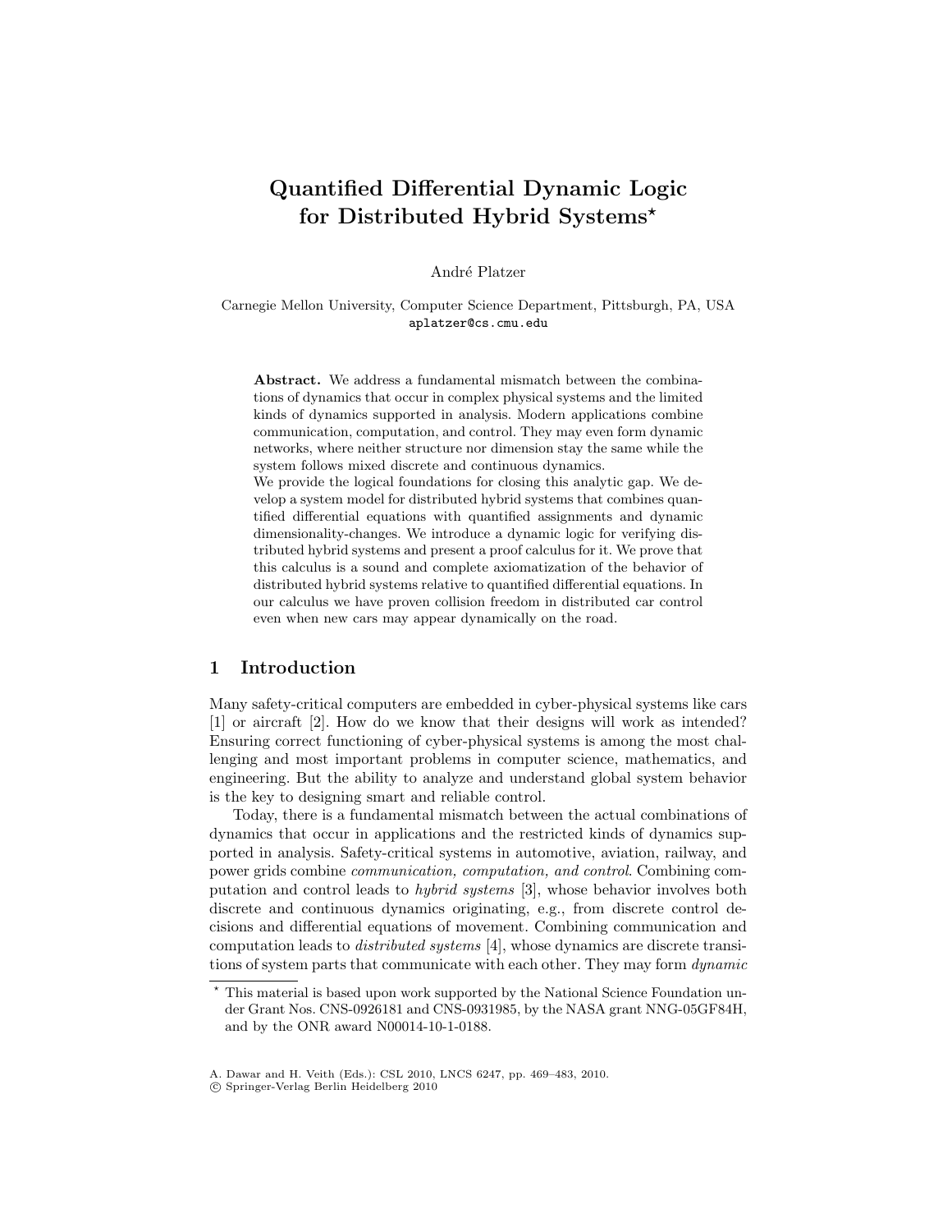# Quantified Differential Dynamic Logic for Distributed Hybrid Systems*

André Platzer

Carnegie Mellon University, Computer Science Department, Pittsburgh, PA, USA
aplatzer@cs.cmu.edu

**Abstract.** We address a fundamental mismatch between the combinations of dynamics that occur in complex physical systems and the limited kinds of dynamics supported in analysis. Modern applications combine communication, computation, and control. They may even form dynamic networks, where neither structure nor dimension stay the same while the system follows mixed discrete and continuous dynamics.
We provide the logical foundations for closing this analytic gap. We develop a system model for distributed hybrid systems that combines quantified differential equations with quantified assignments and dynamic dimensionality-changes. We introduce a dynamic logic for verifying distributed hybrid systems and present a proof calculus for it. We prove that this calculus is a sound and complete axiomatization of the behavior of distributed hybrid systems relative to quantified differential equations. In our calculus we have proven collision freedom in distributed car control even when new cars may appear dynamically on the road.

## 1 Introduction

Many safety-critical computers are embedded in cyber-physical systems like cars [1] or aircraft [2]. How do we know that their designs will work as intended? Ensuring correct functioning of cyber-physical systems is among the most challenging and most important problems in computer science, mathematics, and engineering. But the ability to analyze and understand global system behavior is the key to designing smart and reliable control.

Today, there is a fundamental mismatch between the actual combinations of dynamics that occur in applications and the restricted kinds of dynamics supported in analysis. Safety-critical systems in automotive, aviation, railway, and power grids combine *communication, computation, and control*. Combining computation and control leads to *hybrid systems* [3], whose behavior involves both discrete and continuous dynamics originating, e.g., from discrete control decisions and differential equations of movement. Combining communication and computation leads to *distributed systems* [4], whose dynamics are discrete transitions of system parts that communicate with each other. They may form *dynamic*

* This material is based upon work supported by the National Science Foundation under Grant Nos. CNS-0926181 and CNS-0931985, by the NASA grant NNG-05GF84H, and by the ONR award N00014-10-1-0188.

A. Dawar and H. Veith (Eds.): CSL 2010, LNCS 6247, pp. 469–483, 2010.
© Springer-Verlag Berlin Heidelberg 2010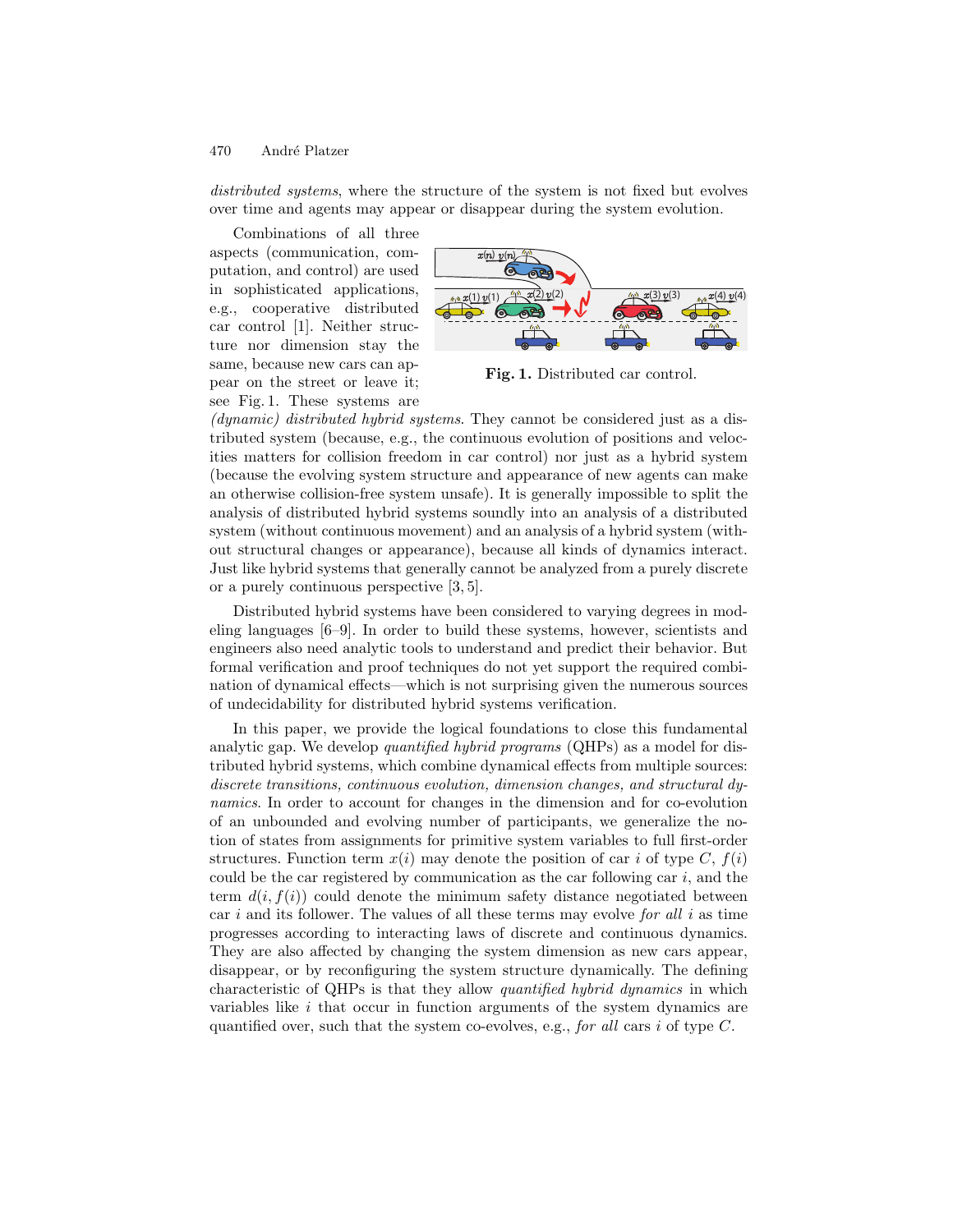*distributed systems*, where the structure of the system is not fixed but evolves over time and agents may appear or disappear during the system evolution.

Combinations of all three aspects (communication, computation, and control) are used in sophisticated applications, e.g., cooperative distributed car control [1]. Neither structure nor dimension stay the same, because new cars can appear on the street or leave it; see Fig. 1. These systems are *(dynamic) distributed hybrid systems*. They cannot be considered just as a distributed system (because, e.g., the continuous evolution of positions and velocities matters for collision freedom in car control) nor just as a hybrid system (because the evolving system structure and appearance of new agents can make an otherwise collision-free system unsafe). It is generally impossible to split the analysis of distributed hybrid systems soundly into an analysis of a distributed system (without continuous movement) and an analysis of a hybrid system (without structural changes or appearance), because all kinds of dynamics interact. Just like hybrid systems that generally cannot be analyzed from a purely discrete or a purely continuous perspective [3, 5].

$x(n)$ $v(n)$

$x(1)$ $v(1)$

$x(2)$ $v(2)$

$x(3)$ $v(3)$

$x(4)$ $v(4)$

**Fig. 1.** Distributed car control.

Distributed hybrid systems have been considered to varying degrees in modeling languages [6–9]. In order to build these systems, however, scientists and engineers also need analytic tools to understand and predict their behavior. But formal verification and proof techniques do not yet support the required combination of dynamical effects—which is not surprising given the numerous sources of undecidability for distributed hybrid systems verification.

In this paper, we provide the logical foundations to close this fundamental analytic gap. We develop *quantified hybrid programs* (QHPs) as a model for distributed hybrid systems, which combine dynamical effects from multiple sources: *discrete transitions, continuous evolution, dimension changes, and structural dynamics*. In order to account for changes in the dimension and for co-evolution of an unbounded and evolving number of participants, we generalize the notion of states from assignments for primitive system variables to full first-order structures. Function term $x(i)$ may denote the position of car $i$ of type $C$, $f(i)$ could be the car registered by communication as the car following car $i$, and the term $d(i, f(i))$ could denote the minimum safety distance negotiated between car $i$ and its follower. The values of all these terms may evolve *for all* $i$ as time progresses according to interacting laws of discrete and continuous dynamics. They are also affected by changing the system dimension as new cars appear, disappear, or by reconfiguring the system structure dynamically. The defining characteristic of QHPs is that they allow *quantified hybrid dynamics* in which variables like $i$ that occur in function arguments of the system dynamics are quantified over, such that the system co-evolves, e.g., *for all* cars $i$ of type $C$.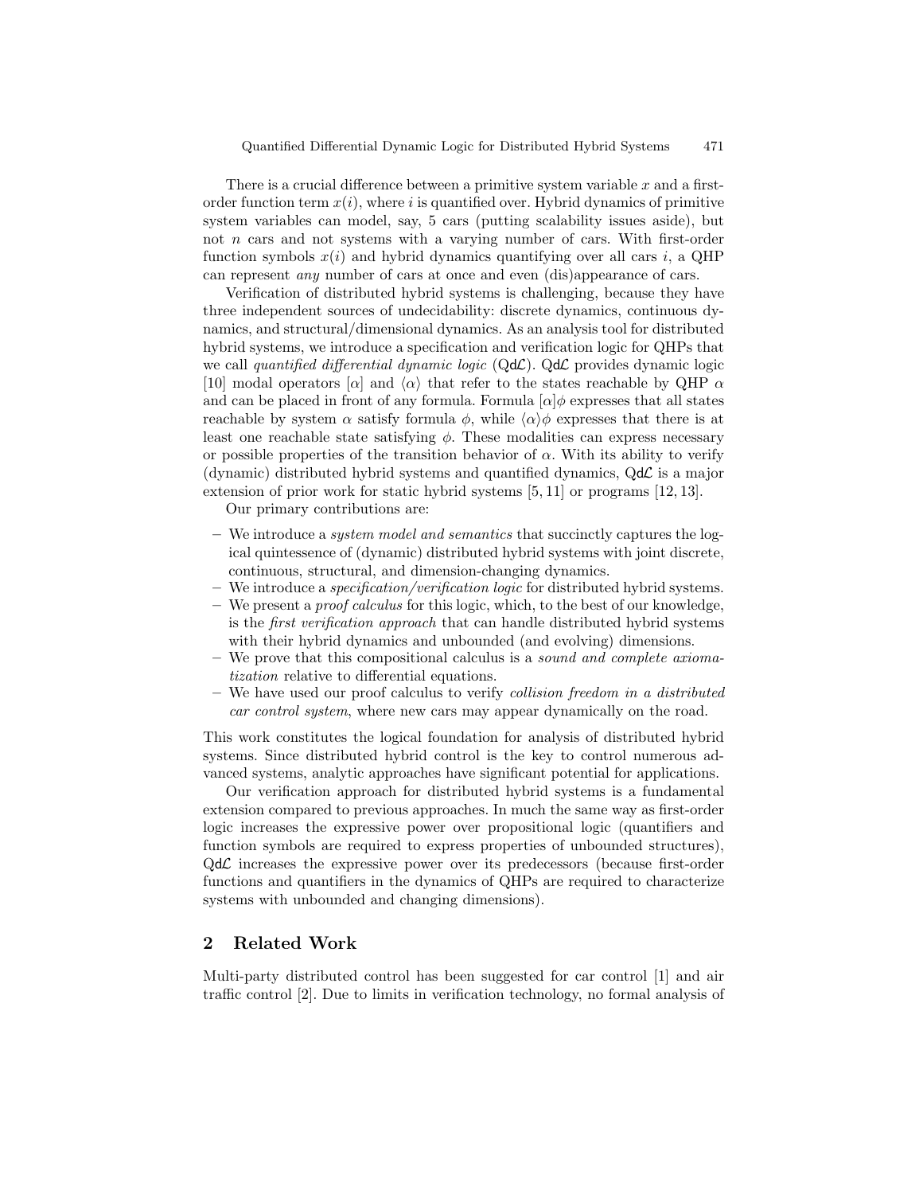There is a crucial difference between a primitive system variable $x$ and a first-order function term $x(i)$, where $i$ is quantified over. Hybrid dynamics of primitive system variables can model, say, 5 cars (putting scalability issues aside), but not $n$ cars and not systems with a varying number of cars. With first-order function symbols $x(i)$ and hybrid dynamics quantifying over all cars $i$, a QHP can represent *any* number of cars at once and even (dis)appearance of cars.

Verification of distributed hybrid systems is challenging, because they have three independent sources of undecidability: discrete dynamics, continuous dynamics, and structural/dimensional dynamics. As an analysis tool for distributed hybrid systems, we introduce a specification and verification logic for QHPs that we call *quantified differential dynamic logic* (Q$\mathsf{d}\mathcal{L}$). Q$\mathsf{d}\mathcal{L}$ provides dynamic logic [10] modal operators $[\alpha]$ and $\langle\alpha\rangle$ that refer to the states reachable by QHP $\alpha$ and can be placed in front of any formula. Formula $[\alpha]\phi$ expresses that all states reachable by system $\alpha$ satisfy formula $\phi$, while $\langle\alpha\rangle\phi$ expresses that there is at least one reachable state satisfying $\phi$. These modalities can express necessary or possible properties of the transition behavior of $\alpha$. With its ability to verify (dynamic) distributed hybrid systems and quantified dynamics, Q$\mathsf{d}\mathcal{L}$ is a major extension of prior work for static hybrid systems [5, 11] or programs [12, 13].

Our primary contributions are:

- We introduce a *system model and semantics* that succinctly captures the logical quintessence of (dynamic) distributed hybrid systems with joint discrete, continuous, structural, and dimension-changing dynamics.
- We introduce a *specification/verification logic* for distributed hybrid systems.
- We present a *proof calculus* for this logic, which, to the best of our knowledge, is the *first verification approach* that can handle distributed hybrid systems with their hybrid dynamics and unbounded (and evolving) dimensions.
- We prove that this compositional calculus is a *sound and complete axiomatization* relative to differential equations.
- We have used our proof calculus to verify *collision freedom in a distributed car control system*, where new cars may appear dynamically on the road.

This work constitutes the logical foundation for analysis of distributed hybrid systems. Since distributed hybrid control is the key to control numerous advanced systems, analytic approaches have significant potential for applications.

Our verification approach for distributed hybrid systems is a fundamental extension compared to previous approaches. In much the same way as first-order logic increases the expressive power over propositional logic (quantifiers and function symbols are required to express properties of unbounded structures), Q$\mathsf{d}\mathcal{L}$ increases the expressive power over its predecessors (because first-order functions and quantifiers in the dynamics of QHPs are required to characterize systems with unbounded and changing dimensions).

## 2 Related Work

Multi-party distributed control has been suggested for car control [1] and air traffic control [2]. Due to limits in verification technology, no formal analysis of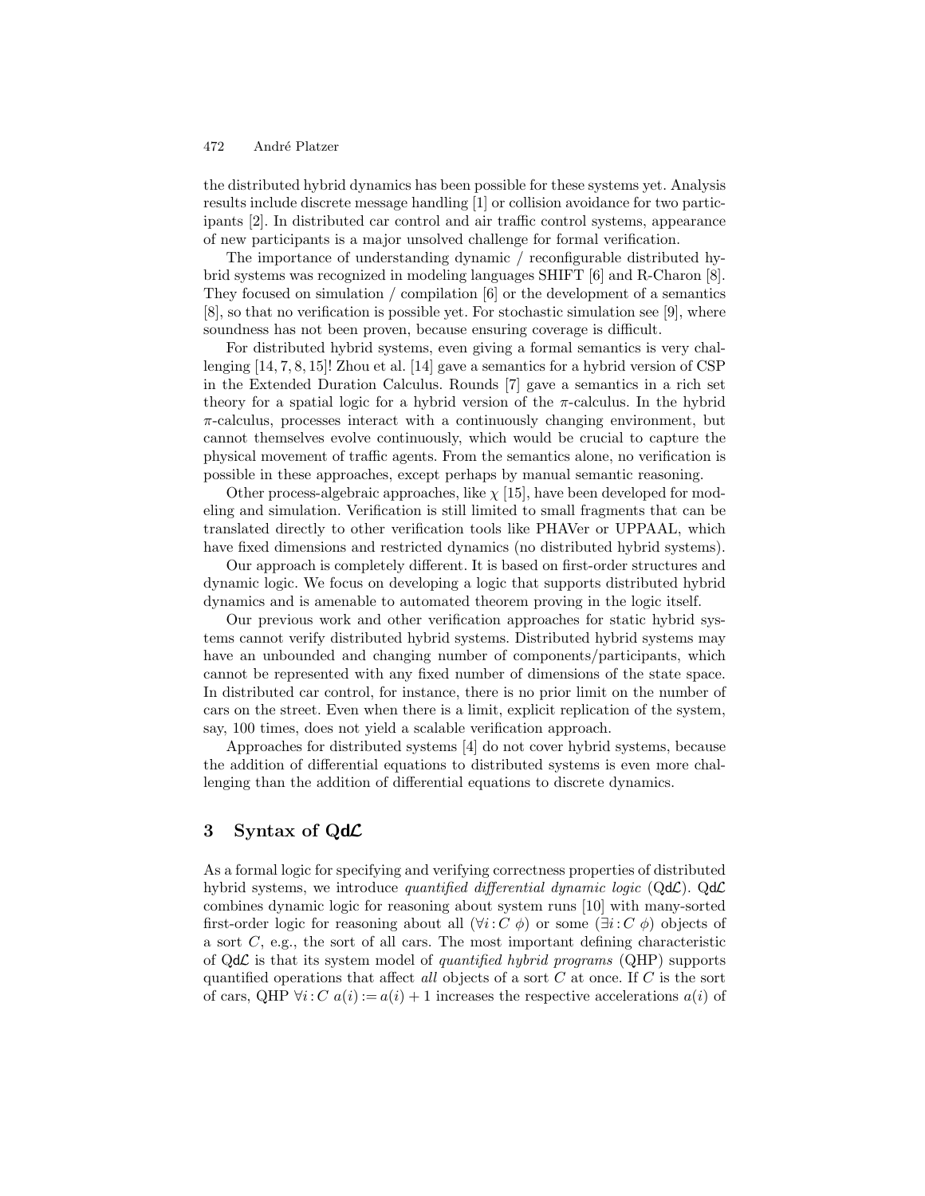the distributed hybrid dynamics has been possible for these systems yet. Analysis results include discrete message handling [1] or collision avoidance for two participants [2]. In distributed car control and air traffic control systems, appearance of new participants is a major unsolved challenge for formal verification.

The importance of understanding dynamic / reconfigurable distributed hybrid systems was recognized in modeling languages SHIFT [6] and R-Charon [8]. They focused on simulation / compilation [6] or the development of a semantics [8], so that no verification is possible yet. For stochastic simulation see [9], where soundness has not been proven, because ensuring coverage is difficult.

For distributed hybrid systems, even giving a formal semantics is very challenging [14, 7, 8, 15]! Zhou et al. [14] gave a semantics for a hybrid version of CSP in the Extended Duration Calculus. Rounds [7] gave a semantics in a rich set theory for a spatial logic for a hybrid version of the $\pi$-calculus. In the hybrid $\pi$-calculus, processes interact with a continuously changing environment, but cannot themselves evolve continuously, which would be crucial to capture the physical movement of traffic agents. From the semantics alone, no verification is possible in these approaches, except perhaps by manual semantic reasoning.

Other process-algebraic approaches, like $\chi$ [15], have been developed for modeling and simulation. Verification is still limited to small fragments that can be translated directly to other verification tools like PHAVer or UPPAAL, which have fixed dimensions and restricted dynamics (no distributed hybrid systems).

Our approach is completely different. It is based on first-order structures and dynamic logic. We focus on developing a logic that supports distributed hybrid dynamics and is amenable to automated theorem proving in the logic itself.

Our previous work and other verification approaches for static hybrid systems cannot verify distributed hybrid systems. Distributed hybrid systems may have an unbounded and changing number of components/participants, which cannot be represented with any fixed number of dimensions of the state space. In distributed car control, for instance, there is no prior limit on the number of cars on the street. Even when there is a limit, explicit replication of the system, say, 100 times, does not yield a scalable verification approach.

Approaches for distributed systems [4] do not cover hybrid systems, because the addition of differential equations to distributed systems is even more challenging than the addition of differential equations to discrete dynamics.

## 3 Syntax of Qd$\mathcal{L}$

As a formal logic for specifying and verifying correctness properties of distributed hybrid systems, we introduce *quantified differential dynamic logic* (Qd$\mathcal{L}$). Qd$\mathcal{L}$ combines dynamic logic for reasoning about system runs [10] with many-sorted first-order logic for reasoning about all ($\forall i : C\ \phi$) or some ($\exists i : C\ \phi$) objects of a sort $C$, e.g., the sort of all cars. The most important defining characteristic of Qd$\mathcal{L}$ is that its system model of *quantified hybrid programs* (QHP) supports quantified operations that affect *all* objects of a sort $C$ at once. If $C$ is the sort of cars, QHP $\forall i : C\ a(i) := a(i) + 1$ increases the respective accelerations $a(i)$ of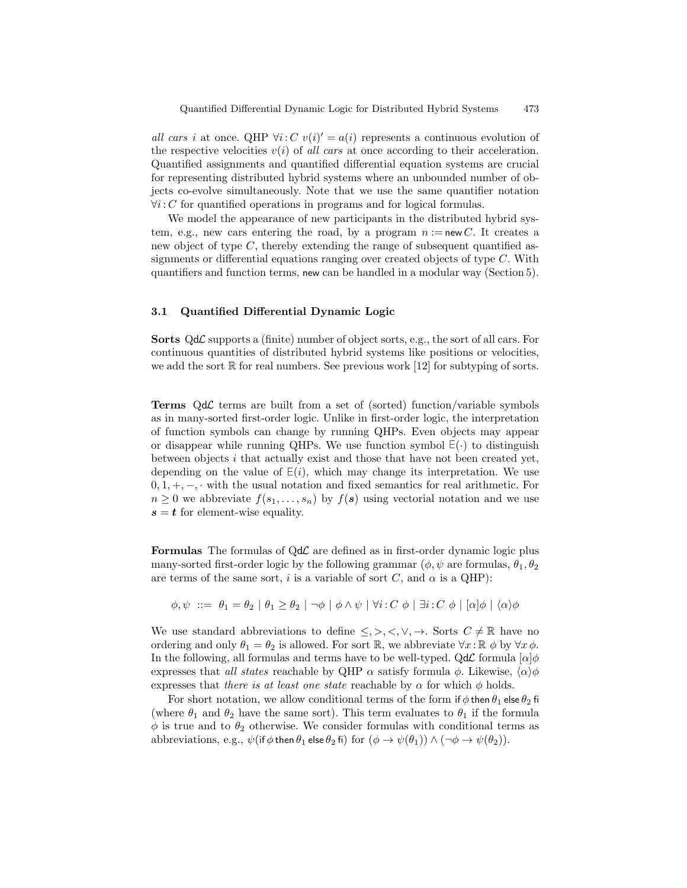*all cars* $i$ at once. QHP $\forall i : C\ v(i)' = a(i)$ represents a continuous evolution of the respective velocities $v(i)$ of *all cars* at once according to their acceleration. Quantified assignments and quantified differential equation systems are crucial for representing distributed hybrid systems where an unbounded number of objects co-evolve simultaneously. Note that we use the same quantifier notation $\forall i : C$ for quantified operations in programs and for logical formulas.

We model the appearance of new participants in the distributed hybrid system, e.g., new cars entering the road, by a program $n := \mathsf{new}\, C$. It creates a new object of type $C$, thereby extending the range of subsequent quantified assignments or differential equations ranging over created objects of type $C$. With quantifiers and function terms, new can be handled in a modular way (Section 5).

### 3.1 Quantified Differential Dynamic Logic

**Sorts** Q$\mathsf{d}\mathcal{L}$ supports a (finite) number of object sorts, e.g., the sort of all cars. For continuous quantities of distributed hybrid systems like positions or velocities, we add the sort $\mathbb{R}$ for real numbers. See previous work [12] for subtyping of sorts.

**Terms** Q$\mathsf{d}\mathcal{L}$ terms are built from a set of (sorted) function/variable symbols as in many-sorted first-order logic. Unlike in first-order logic, the interpretation of function symbols can change by running QHPs. Even objects may appear or disappear while running QHPs. We use function symbol $\mathsf{E}(\cdot)$ to distinguish between objects $i$ that actually exist and those that have not been created yet, depending on the value of $\mathsf{E}(i)$, which may change its interpretation. We use $0, 1, +, -, \cdot$ with the usual notation and fixed semantics for real arithmetic. For $n \geq 0$ we abbreviate $f(s_1, \ldots, s_n)$ by $f(\boldsymbol{s})$ using vectorial notation and we use $\boldsymbol{s} = \boldsymbol{t}$ for element-wise equality.

**Formulas** The formulas of Q$\mathsf{d}\mathcal{L}$ are defined as in first-order dynamic logic plus many-sorted first-order logic by the following grammar ($\phi, \psi$ are formulas, $\theta_1, \theta_2$ are terms of the same sort, $i$ is a variable of sort $C$, and $\alpha$ is a QHP):

$$\phi, \psi \ ::= \ \theta_1 = \theta_2 \mid \theta_1 \geq \theta_2 \mid \neg\phi \mid \phi \wedge \psi \mid \forall i : C\ \phi \mid \exists i : C\ \phi \mid [\alpha]\phi \mid \langle\alpha\rangle\phi$$

We use standard abbreviations to define $\leq, >, <, \vee, \rightarrow$. Sorts $C \neq \mathbb{R}$ have no ordering and only $\theta_1 = \theta_2$ is allowed. For sort $\mathbb{R}$, we abbreviate $\forall x : \mathbb{R}\ \phi$ by $\forall x\, \phi$. In the following, all formulas and terms have to be well-typed. Q$\mathsf{d}\mathcal{L}$ formula $[\alpha]\phi$ expresses that *all states* reachable by QHP $\alpha$ satisfy formula $\phi$. Likewise, $\langle\alpha\rangle\phi$ expresses that *there is at least one state* reachable by $\alpha$ for which $\phi$ holds.

For short notation, we allow conditional terms of the form $\mathsf{if}\,\phi\,\mathsf{then}\,\theta_1\,\mathsf{else}\,\theta_2\,\mathsf{fi}$ (where $\theta_1$ and $\theta_2$ have the same sort). This term evaluates to $\theta_1$ if the formula $\phi$ is true and to $\theta_2$ otherwise. We consider formulas with conditional terms as abbreviations, e.g., $\psi(\mathsf{if}\,\phi\,\mathsf{then}\,\theta_1\,\mathsf{else}\,\theta_2\,\mathsf{fi})$ for $(\phi \rightarrow \psi(\theta_1)) \wedge (\neg\phi \rightarrow \psi(\theta_2))$.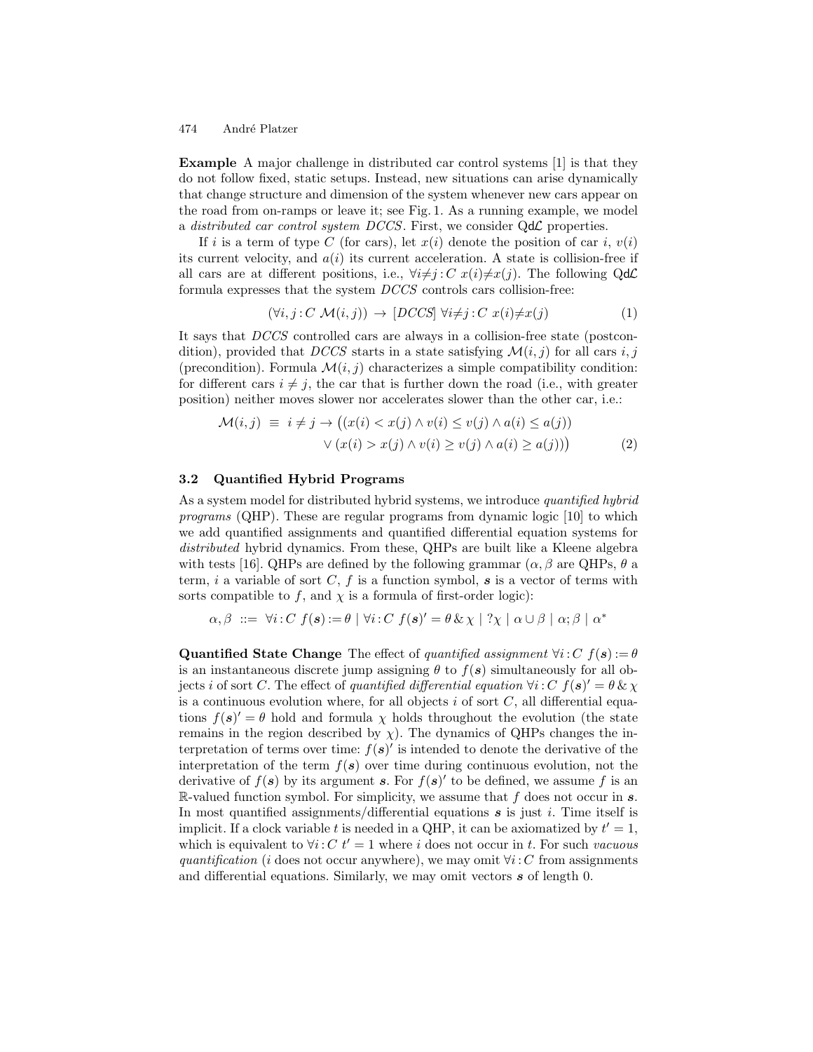**Example** A major challenge in distributed car control systems [1] is that they do not follow fixed, static setups. Instead, new situations can arise dynamically that change structure and dimension of the system whenever new cars appear on the road from on-ramps or leave it; see Fig. 1. As a running example, we model a *distributed car control system DCCS*. First, we consider Qd$\mathcal{L}$ properties.

If $i$ is a term of type $C$ (for cars), let $x(i)$ denote the position of car $i$, $v(i)$ its current velocity, and $a(i)$ its current acceleration. A state is collision-free if all cars are at different positions, i.e., $\forall i{\neq}j : C\ x(i){\neq}x(j)$. The following Qd$\mathcal{L}$ formula expresses that the system *DCCS* controls cars collision-free:

$$(\forall i, j : C\ \mathcal{M}(i,j)) \rightarrow [DCCS]\ \forall i{\neq}j : C\ x(i){\neq}x(j) \tag{1}$$

It says that *DCCS* controlled cars are always in a collision-free state (postcondition), provided that *DCCS* starts in a state satisfying $\mathcal{M}(i,j)$ for all cars $i, j$ (precondition). Formula $\mathcal{M}(i,j)$ characterizes a simple compatibility condition: for different cars $i \neq j$, the car that is further down the road (i.e., with greater position) neither moves slower nor accelerates slower than the other car, i.e.:

$$\begin{aligned}\mathcal{M}(i,j)\ \equiv\ i \neq j \rightarrow \big(&(x(i) < x(j) \land v(i) \leq v(j) \land a(i) \leq a(j)) \\ &\lor (x(i) > x(j) \land v(i) \geq v(j) \land a(i) \geq a(j))\big)\end{aligned} \tag{2}$$

### 3.2 Quantified Hybrid Programs

As a system model for distributed hybrid systems, we introduce *quantified hybrid programs* (QHP). These are regular programs from dynamic logic [10] to which we add quantified assignments and quantified differential equation systems for *distributed* hybrid dynamics. From these, QHPs are built like a Kleene algebra with tests [16]. QHPs are defined by the following grammar ($\alpha, \beta$ are QHPs, $\theta$ a term, $i$ a variable of sort $C$, $f$ is a function symbol, $\boldsymbol{s}$ is a vector of terms with sorts compatible to $f$, and $\chi$ is a formula of first-order logic):

$$\alpha, \beta\ ::=\ \forall i : C\ f(\boldsymbol{s}) := \theta \mid \forall i : C\ f(\boldsymbol{s})' = \theta \,\&\, \chi \mid ?\chi \mid \alpha \cup \beta \mid \alpha ; \beta \mid \alpha^*$$

**Quantified State Change** The effect of *quantified assignment* $\forall i : C\ f(\boldsymbol{s}) := \theta$ is an instantaneous discrete jump assigning $\theta$ to $f(\boldsymbol{s})$ simultaneously for all objects $i$ of sort $C$. The effect of *quantified differential equation* $\forall i : C\ f(\boldsymbol{s})' = \theta \,\&\, \chi$ is a continuous evolution where, for all objects $i$ of sort $C$, all differential equations $f(\boldsymbol{s})' = \theta$ hold and formula $\chi$ holds throughout the evolution (the state remains in the region described by $\chi$). The dynamics of QHPs changes the interpretation of terms over time: $f(\boldsymbol{s})'$ is intended to denote the derivative of the interpretation of the term $f(\boldsymbol{s})$ over time during continuous evolution, not the derivative of $f(\boldsymbol{s})$ by its argument $\boldsymbol{s}$. For $f(\boldsymbol{s})'$ to be defined, we assume $f$ is an $\mathbb{R}$-valued function symbol. For simplicity, we assume that $f$ does not occur in $\boldsymbol{s}$. In most quantified assignments/differential equations $\boldsymbol{s}$ is just $i$. Time itself is implicit. If a clock variable $t$ is needed in a QHP, it can be axiomatized by $t' = 1$, which is equivalent to $\forall i : C\ t' = 1$ where $i$ does not occur in $t$. For such *vacuous quantification* ($i$ does not occur anywhere), we may omit $\forall i : C$ from assignments and differential equations. Similarly, we may omit vectors $\boldsymbol{s}$ of length 0.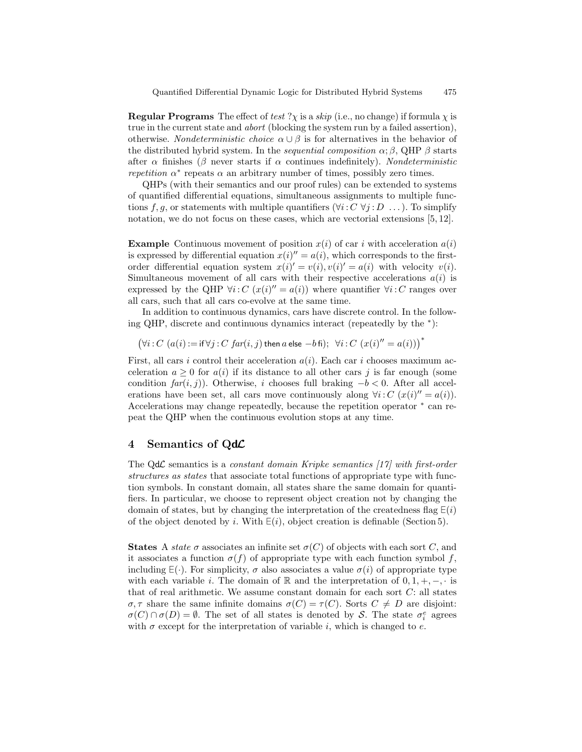**Regular Programs** The effect of *test* $?\chi$ is a *skip* (i.e., no change) if formula $\chi$ is true in the current state and *abort* (blocking the system run by a failed assertion), otherwise. *Nondeterministic choice* $\alpha \cup \beta$ is for alternatives in the behavior of the distributed hybrid system. In the *sequential composition* $\alpha; \beta$, QHP $\beta$ starts after $\alpha$ finishes ($\beta$ never starts if $\alpha$ continues indefinitely). *Nondeterministic repetition* $\alpha^*$ repeats $\alpha$ an arbitrary number of times, possibly zero times.

QHPs (with their semantics and our proof rules) can be extended to systems of quantified differential equations, simultaneous assignments to multiple functions $f, g$, or statements with multiple quantifiers ($\forall i : C\ \forall j : D\ \ldots$). To simplify notation, we do not focus on these cases, which are vectorial extensions [5, 12].

**Example** Continuous movement of position $x(i)$ of car $i$ with acceleration $a(i)$ is expressed by differential equation $x(i)'' = a(i)$, which corresponds to the first-order differential equation system $x(i)' = v(i), v(i)' = a(i)$ with velocity $v(i)$. Simultaneous movement of all cars with their respective accelerations $a(i)$ is expressed by the QHP $\forall i : C\ (x(i)'' = a(i))$ where quantifier $\forall i : C$ ranges over all cars, such that all cars co-evolve at the same time.

In addition to continuous dynamics, cars have discrete control. In the following QHP, discrete and continuous dynamics interact (repeatedly by the $^*$):

$$\big(\forall i : C\ (a(i) := \mathsf{if}\ \forall j : C\ \mathit{far}(i,j)\ \mathsf{then}\ a\ \mathsf{else}\ -b\ \mathsf{fi});\ \ \forall i : C\ (x(i)'' = a(i))\big)^*$$

First, all cars $i$ control their acceleration $a(i)$. Each car $i$ chooses maximum acceleration $a \geq 0$ for $a(i)$ if its distance to all other cars $j$ is far enough (some condition $\mathit{far}(i,j)$). Otherwise, $i$ chooses full braking $-b < 0$. After all accelerations have been set, all cars move continuously along $\forall i : C\ (x(i)'' = a(i))$. Accelerations may change repeatedly, because the repetition operator $^*$ can repeat the QHP when the continuous evolution stops at any time.

## 4 Semantics of Qd$\mathcal{L}$

The Qd$\mathcal{L}$ semantics is a *constant domain Kripke semantics [17] with first-order structures as states* that associate total functions of appropriate type with function symbols. In constant domain, all states share the same domain for quantifiers. In particular, we choose to represent object creation not by changing the domain of states, but by changing the interpretation of the createdness flag $\mathsf{E}(i)$ of the object denoted by $i$. With $\mathsf{E}(i)$, object creation is definable (Section 5).

**States** A *state* $\sigma$ associates an infinite set $\sigma(C)$ of objects with each sort $C$, and it associates a function $\sigma(f)$ of appropriate type with each function symbol $f$, including $\mathsf{E}(\cdot)$. For simplicity, $\sigma$ also associates a value $\sigma(i)$ of appropriate type with each variable $i$. The domain of $\mathbb{R}$ and the interpretation of $0, 1, +, -, \cdot$ is that of real arithmetic. We assume constant domain for each sort $C$: all states $\sigma, \tau$ share the same infinite domains $\sigma(C) = \tau(C)$. Sorts $C \neq D$ are disjoint: $\sigma(C) \cap \sigma(D) = \emptyset$. The set of all states is denoted by $\mathcal{S}$. The state $\sigma_i^e$ agrees with $\sigma$ except for the interpretation of variable $i$, which is changed to $e$.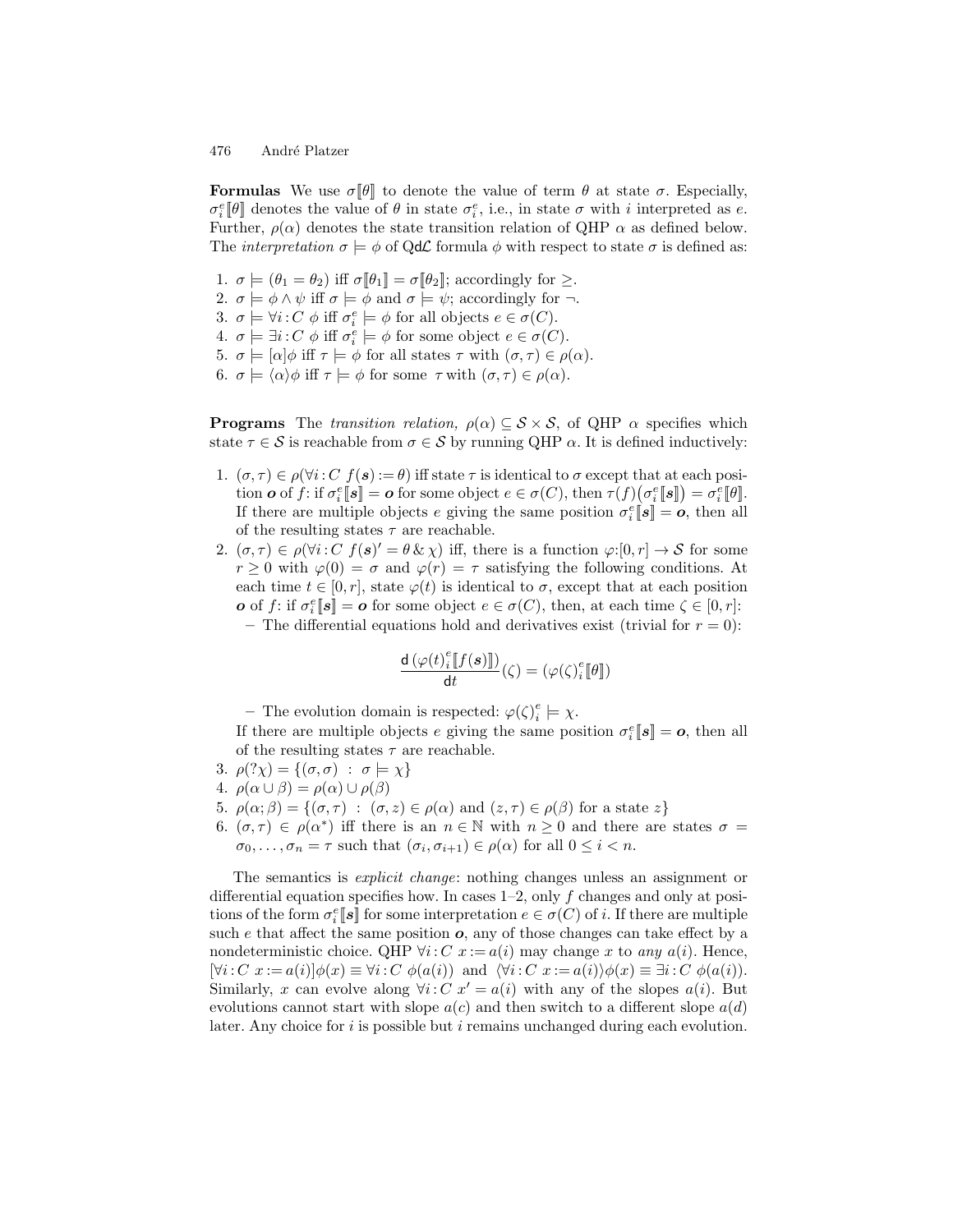**Formulas** We use $\sigma[\![\theta]\!]$ to denote the value of term $\theta$ at state $\sigma$. Especially, $\sigma_i^e[\![\theta]\!]$ denotes the value of $\theta$ in state $\sigma_i^e$, i.e., in state $\sigma$ with $i$ interpreted as $e$. Further, $\rho(\alpha)$ denotes the state transition relation of QHP $\alpha$ as defined below. The *interpretation* $\sigma \models \phi$ of Qd$\mathcal{L}$ formula $\phi$ with respect to state $\sigma$ is defined as:

1. $\sigma \models (\theta_1 = \theta_2)$ iff $\sigma[\![\theta_1]\!] = \sigma[\![\theta_2]\!]$; accordingly for $\geq$.
2. $\sigma \models \phi \wedge \psi$ iff $\sigma \models \phi$ and $\sigma \models \psi$; accordingly for $\neg$.
3. $\sigma \models \forall i : C\ \phi$ iff $\sigma_i^e \models \phi$ for all objects $e \in \sigma(C)$.
4. $\sigma \models \exists i : C\ \phi$ iff $\sigma_i^e \models \phi$ for some object $e \in \sigma(C)$.
5. $\sigma \models [\alpha]\phi$ iff $\tau \models \phi$ for all states $\tau$ with $(\sigma, \tau) \in \rho(\alpha)$.
6. $\sigma \models \langle\alpha\rangle\phi$ iff $\tau \models \phi$ for some $\tau$ with $(\sigma, \tau) \in \rho(\alpha)$.

**Programs** The *transition relation,* $\rho(\alpha) \subseteq \mathcal{S} \times \mathcal{S}$, of QHP $\alpha$ specifies which state $\tau \in \mathcal{S}$ is reachable from $\sigma \in \mathcal{S}$ by running QHP $\alpha$. It is defined inductively:

1. $(\sigma, \tau) \in \rho(\forall i : C\ f(\boldsymbol{s}) := \theta)$ iff state $\tau$ is identical to $\sigma$ except that at each position $\boldsymbol{o}$ of $f$: if $\sigma_i^e[\![\boldsymbol{s}]\!] = \boldsymbol{o}$ for some object $e \in \sigma(C)$, then $\tau(f)\big(\sigma_i^e[\![\boldsymbol{s}]\!]\big) = \sigma_i^e[\![\theta]\!]$. If there are multiple objects $e$ giving the same position $\sigma_i^e[\![\boldsymbol{s}]\!] = \boldsymbol{o}$, then all of the resulting states $\tau$ are reachable.
2. $(\sigma, \tau) \in \rho(\forall i : C\ f(\boldsymbol{s})' = \theta \,\&\, \chi)$ iff, there is a function $\varphi{:}[0, r] \to \mathcal{S}$ for some $r \geq 0$ with $\varphi(0) = \sigma$ and $\varphi(r) = \tau$ satisfying the following conditions. At each time $t \in [0, r]$, state $\varphi(t)$ is identical to $\sigma$, except that at each position $\boldsymbol{o}$ of $f$: if $\sigma_i^e[\![\boldsymbol{s}]\!] = \boldsymbol{o}$ for some object $e \in \sigma(C)$, then, at each time $\zeta \in [0, r]$:
   - The differential equations hold and derivatives exist (trivial for $r = 0$):
   $$\frac{\mathsf{d}\,(\varphi(t)_i^e[\![f(\boldsymbol{s})]\!])}{\mathsf{d}t}(\zeta) = (\varphi(\zeta)_i^e[\![\theta]\!])$$
   - The evolution domain is respected: $\varphi(\zeta)_i^e \models \chi$.

   If there are multiple objects $e$ giving the same position $\sigma_i^e[\![\boldsymbol{s}]\!] = \boldsymbol{o}$, then all of the resulting states $\tau$ are reachable.
3. $\rho(?\chi) = \{(\sigma, \sigma) \ : \ \sigma \models \chi\}$
4. $\rho(\alpha \cup \beta) = \rho(\alpha) \cup \rho(\beta)$
5. $\rho(\alpha; \beta) = \{(\sigma, \tau) \ : \ (\sigma, z) \in \rho(\alpha) \text{ and } (z, \tau) \in \rho(\beta) \text{ for a state } z\}$
6. $(\sigma, \tau) \in \rho(\alpha^*)$ iff there is an $n \in \mathbb{N}$ with $n \geq 0$ and there are states $\sigma = \sigma_0, \ldots, \sigma_n = \tau$ such that $(\sigma_i, \sigma_{i+1}) \in \rho(\alpha)$ for all $0 \leq i < n$.

The semantics is *explicit change*: nothing changes unless an assignment or differential equation specifies how. In cases 1–2, only $f$ changes and only at positions of the form $\sigma_i^e[\![\boldsymbol{s}]\!]$ for some interpretation $e \in \sigma(C)$ of $i$. If there are multiple such $e$ that affect the same position $\boldsymbol{o}$, any of those changes can take effect by a nondeterministic choice. QHP $\forall i : C\ x := a(i)$ may change $x$ to *any* $a(i)$. Hence, $[\forall i : C\ x := a(i)]\phi(x) \equiv \forall i : C\ \phi(a(i))$ and $\langle\forall i : C\ x := a(i)\rangle\phi(x) \equiv \exists i : C\ \phi(a(i))$. Similarly, $x$ can evolve along $\forall i : C\ x' = a(i)$ with any of the slopes $a(i)$. But evolutions cannot start with slope $a(c)$ and then switch to a different slope $a(d)$ later. Any choice for $i$ is possible but $i$ remains unchanged during each evolution.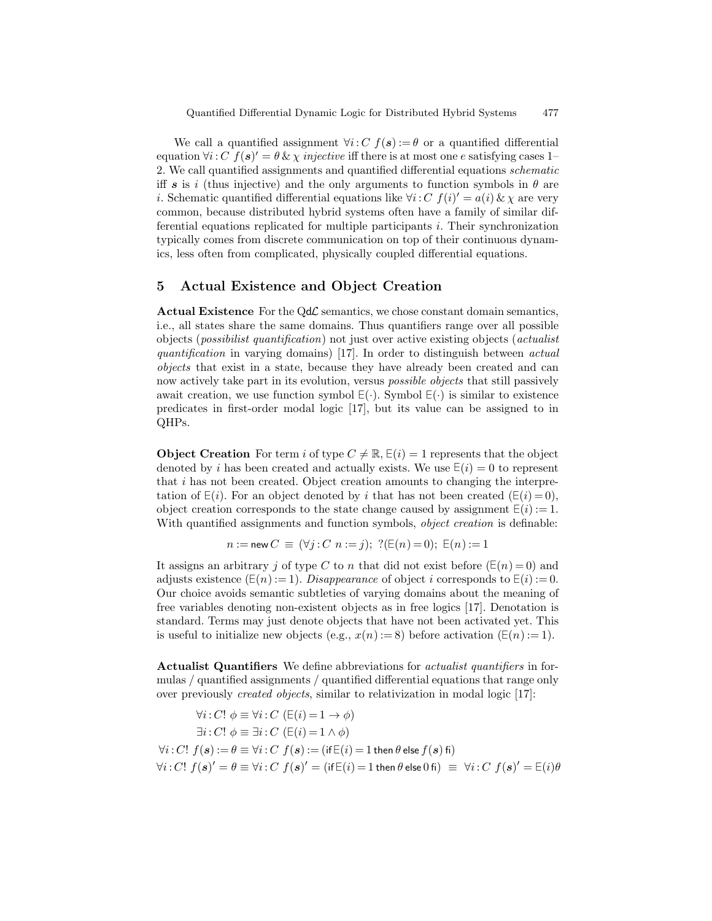We call a quantified assignment $\forall i : C\ f(\boldsymbol{s}) := \theta$ or a quantified differential equation $\forall i : C\ f(\boldsymbol{s})' = \theta \,\&\, \chi$ *injective* iff there is at most one $e$ satisfying cases 1–2. We call quantified assignments and quantified differential equations *schematic* iff $\boldsymbol{s}$ is $i$ (thus injective) and the only arguments to function symbols in $\theta$ are $i$. Schematic quantified differential equations like $\forall i : C\ f(i)' = a(i) \,\&\, \chi$ are very common, because distributed hybrid systems often have a family of similar differential equations replicated for multiple participants $i$. Their synchronization typically comes from discrete communication on top of their continuous dynamics, less often from complicated, physically coupled differential equations.

## 5 Actual Existence and Object Creation

**Actual Existence** For the Qd$\mathcal{L}$ semantics, we chose constant domain semantics, i.e., all states share the same domains. Thus quantifiers range over all possible objects (*possibilist quantification*) not just over active existing objects (*actualist quantification* in varying domains) [17]. In order to distinguish between *actual objects* that exist in a state, because they have already been created and can now actively take part in its evolution, versus *possible objects* that still passively await creation, we use function symbol $\mathsf{E}(\cdot)$. Symbol $\mathsf{E}(\cdot)$ is similar to existence predicates in first-order modal logic [17], but its value can be assigned to in QHPs.

**Object Creation** For term $i$ of type $C \neq \mathbb{R}$, $\mathsf{E}(i) = 1$ represents that the object denoted by $i$ has been created and actually exists. We use $\mathsf{E}(i) = 0$ to represent that $i$ has not been created. Object creation amounts to changing the interpretation of $\mathsf{E}(i)$. For an object denoted by $i$ that has not been created ($\mathsf{E}(i) = 0$), object creation corresponds to the state change caused by assignment $\mathsf{E}(i) := 1$. With quantified assignments and function symbols, *object creation* is definable:

$$n := \mathsf{new}\, C \;\equiv\; (\forall j : C\ n := j);\ ?(\mathsf{E}(n) = 0);\ \mathsf{E}(n) := 1$$

It assigns an arbitrary $j$ of type $C$ to $n$ that did not exist before ($\mathsf{E}(n) = 0$) and adjusts existence ($\mathsf{E}(n) := 1$). *Disappearance* of object $i$ corresponds to $\mathsf{E}(i) := 0$. Our choice avoids semantic subtleties of varying domains about the meaning of free variables denoting non-existent objects as in free logics [17]. Denotation is standard. Terms may just denote objects that have not been activated yet. This is useful to initialize new objects (e.g., $x(n) := 8$) before activation ($\mathsf{E}(n) := 1$).

**Actualist Quantifiers** We define abbreviations for *actualist quantifiers* in formulas / quantified assignments / quantified differential equations that range only over previously *created objects*, similar to relativization in modal logic [17]:

$$\forall i : C!\ \phi \equiv \forall i : C\ (\mathsf{E}(i) = 1 \rightarrow \phi)$$

$$\exists i : C!\ \phi \equiv \exists i : C\ (\mathsf{E}(i) = 1 \wedge \phi)$$

$$\forall i : C!\ f(\boldsymbol{s}) := \theta \equiv \forall i : C\ f(\boldsymbol{s}) := (\mathsf{if}\, \mathsf{E}(i) = 1\, \mathsf{then}\, \theta\, \mathsf{else}\, f(\boldsymbol{s})\, \mathsf{fi})$$

$$\forall i : C!\ f(\boldsymbol{s})' = \theta \equiv \forall i : C\ f(\boldsymbol{s})' = (\mathsf{if}\, \mathsf{E}(i) = 1\, \mathsf{then}\, \theta\, \mathsf{else}\, 0\, \mathsf{fi}) \;\equiv\; \forall i : C\ f(\boldsymbol{s})' = \mathsf{E}(i)\theta$$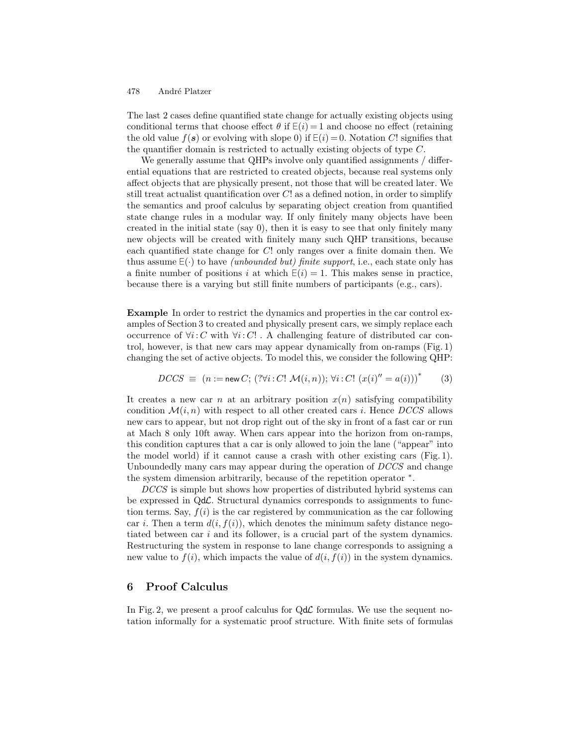The last 2 cases define quantified state change for actually existing objects using conditional terms that choose effect $\theta$ if $\mathsf{E}(i) = 1$ and choose no effect (retaining the old value $f(\boldsymbol{s})$ or evolving with slope 0) if $\mathsf{E}(i) = 0$. Notation $C!$ signifies that the quantifier domain is restricted to actually existing objects of type $C$.

We generally assume that QHPs involve only quantified assignments / differential equations that are restricted to created objects, because real systems only affect objects that are physically present, not those that will be created later. We still treat actualist quantification over $C!$ as a defined notion, in order to simplify the semantics and proof calculus by separating object creation from quantified state change rules in a modular way. If only finitely many objects have been created in the initial state (say 0), then it is easy to see that only finitely many new objects will be created with finitely many such QHP transitions, because each quantified state change for $C!$ only ranges over a finite domain then. We thus assume $\mathsf{E}(\cdot)$ to have *(unbounded but) finite support*, i.e., each state only has a finite number of positions $i$ at which $\mathsf{E}(i) = 1$. This makes sense in practice, because there is a varying but still finite numbers of participants (e.g., cars).

**Example** In order to restrict the dynamics and properties in the car control examples of Section 3 to created and physically present cars, we simply replace each occurrence of $\forall i : C$ with $\forall i : C!$ . A challenging feature of distributed car control, however, is that new cars may appear dynamically from on-ramps (Fig. 1) changing the set of active objects. To model this, we consider the following QHP:

$$DCCS \equiv (n := \mathsf{new}\, C;\ (?\forall i : C!\ \mathcal{M}(i, n));\ \forall i : C!\ (x(i)'' = a(i)))^* \qquad (3)$$

It creates a new car $n$ at an arbitrary position $x(n)$ satisfying compatibility condition $\mathcal{M}(i, n)$ with respect to all other created cars $i$. Hence $DCCS$ allows new cars to appear, but not drop right out of the sky in front of a fast car or run at Mach 8 only 10ft away. When cars appear into the horizon from on-ramps, this condition captures that a car is only allowed to join the lane ("appear" into the model world) if it cannot cause a crash with other existing cars (Fig. 1). Unboundedly many cars may appear during the operation of $DCCS$ and change the system dimension arbitrarily, because of the repetition operator $^*$.

$DCCS$ is simple but shows how properties of distributed hybrid systems can be expressed in Qd$\mathcal{L}$. Structural dynamics corresponds to assignments to function terms. Say, $f(i)$ is the car registered by communication as the car following car $i$. Then a term $d(i, f(i))$, which denotes the minimum safety distance negotiated between car $i$ and its follower, is a crucial part of the system dynamics. Restructuring the system in response to lane change corresponds to assigning a new value to $f(i)$, which impacts the value of $d(i, f(i))$ in the system dynamics.

## 6 Proof Calculus

In Fig. 2, we present a proof calculus for Qd$\mathcal{L}$ formulas. We use the sequent notation informally for a systematic proof structure. With finite sets of formulas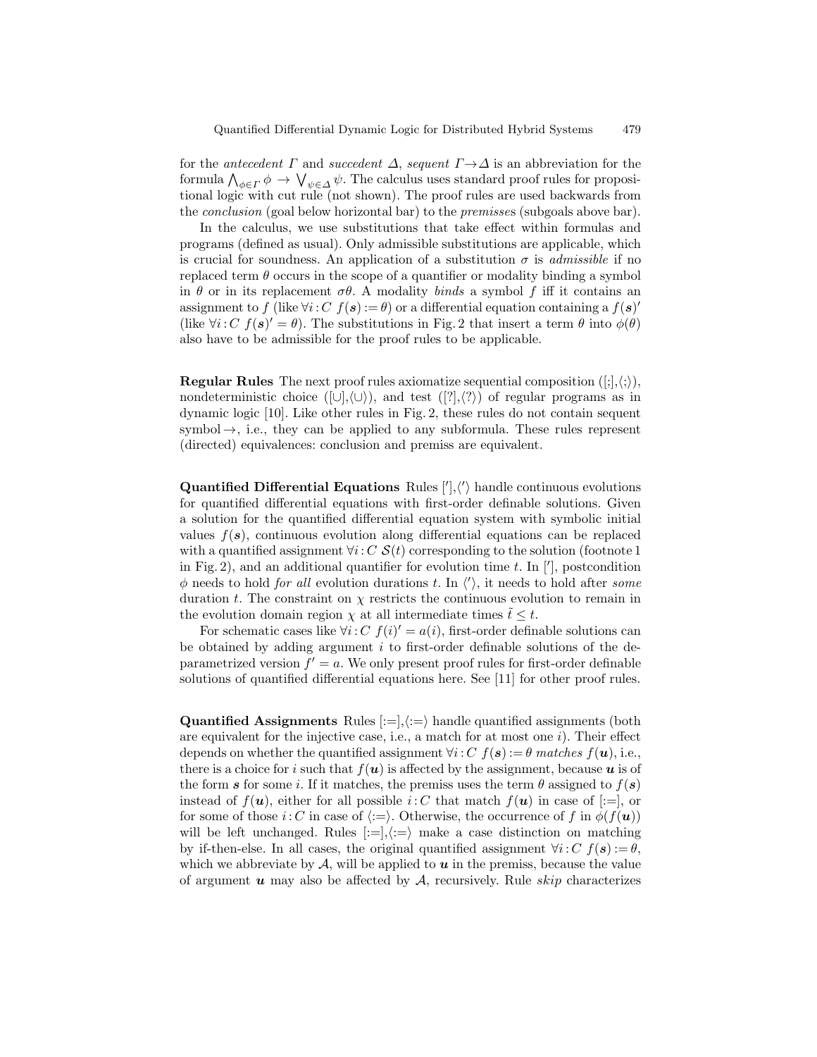for the *antecedent* $\Gamma$ and *succedent* $\Delta$, *sequent* $\Gamma \rightarrow \Delta$ is an abbreviation for the formula $\bigwedge_{\phi \in \Gamma} \phi \rightarrow \bigvee_{\psi \in \Delta} \psi$. The calculus uses standard proof rules for propositional logic with cut rule (not shown). The proof rules are used backwards from the *conclusion* (goal below horizontal bar) to the *premisses* (subgoals above bar).

In the calculus, we use substitutions that take effect within formulas and programs (defined as usual). Only admissible substitutions are applicable, which is crucial for soundness. An application of a substitution $\sigma$ is *admissible* if no replaced term $\theta$ occurs in the scope of a quantifier or modality binding a symbol in $\theta$ or in its replacement $\sigma\theta$. A modality *binds* a symbol $f$ iff it contains an assignment to $f$ (like $\forall i\!:\!C\ f(\boldsymbol{s}) := \theta$) or a differential equation containing a $f(\boldsymbol{s})'$ (like $\forall i\!:\!C\ f(\boldsymbol{s})' = \theta$). The substitutions in Fig. 2 that insert a term $\theta$ into $\phi(\theta)$ also have to be admissible for the proof rules to be applicable.

**Regular Rules** The next proof rules axiomatize sequential composition ($[;]$,$\langle ; \rangle$), nondeterministic choice ($[\cup]$,$\langle \cup \rangle$), and test ($[?]$,$\langle ? \rangle$) of regular programs as in dynamic logic [10]. Like other rules in Fig. 2, these rules do not contain sequent symbol $\rightarrow$, i.e., they can be applied to any subformula. These rules represent (directed) equivalences: conclusion and premiss are equivalent.

**Quantified Differential Equations** Rules $[']$,$\langle ' \rangle$ handle continuous evolutions for quantified differential equations with first-order definable solutions. Given a solution for the quantified differential equation system with symbolic initial values $f(\boldsymbol{s})$, continuous evolution along differential equations can be replaced with a quantified assignment $\forall i\!:\!C\ \mathcal{S}(t)$ corresponding to the solution (footnote 1 in Fig. 2), and an additional quantifier for evolution time $t$. In $[']$, postcondition $\phi$ needs to hold *for all* evolution durations $t$. In $\langle ' \rangle$, it needs to hold after *some* duration $t$. The constraint on $\chi$ restricts the continuous evolution to remain in the evolution domain region $\chi$ at all intermediate times $\tilde{t} \leq t$.

For schematic cases like $\forall i\!:\!C\ f(i)' = a(i)$, first-order definable solutions can be obtained by adding argument $i$ to first-order definable solutions of the deparametrized version $f' = a$. We only present proof rules for first-order definable solutions of quantified differential equations here. See [11] for other proof rules.

**Quantified Assignments** Rules $[:=]$,$\langle := \rangle$ handle quantified assignments (both are equivalent for the injective case, i.e., a match for at most one $i$). Their effect depends on whether the quantified assignment $\forall i\!:\!C\ f(\boldsymbol{s}) := \theta$ *matches* $f(\boldsymbol{u})$, i.e., there is a choice for $i$ such that $f(\boldsymbol{u})$ is affected by the assignment, because $\boldsymbol{u}$ is of the form $\boldsymbol{s}$ for some $i$. If it matches, the premiss uses the term $\theta$ assigned to $f(\boldsymbol{s})$ instead of $f(\boldsymbol{u})$, either for all possible $i\!:\!C$ that match $f(\boldsymbol{u})$ in case of $[:=]$, or for some of those $i\!:\!C$ in case of $\langle := \rangle$. Otherwise, the occurrence of $f$ in $\phi(f(\boldsymbol{u}))$ will be left unchanged. Rules $[:=]$,$\langle := \rangle$ make a case distinction on matching by if-then-else. In all cases, the original quantified assignment $\forall i\!:\!C\ f(\boldsymbol{s}) := \theta$, which we abbreviate by $\mathcal{A}$, will be applied to $\boldsymbol{u}$ in the premiss, because the value of argument $\boldsymbol{u}$ may also be affected by $\mathcal{A}$, recursively. Rule *skip* characterizes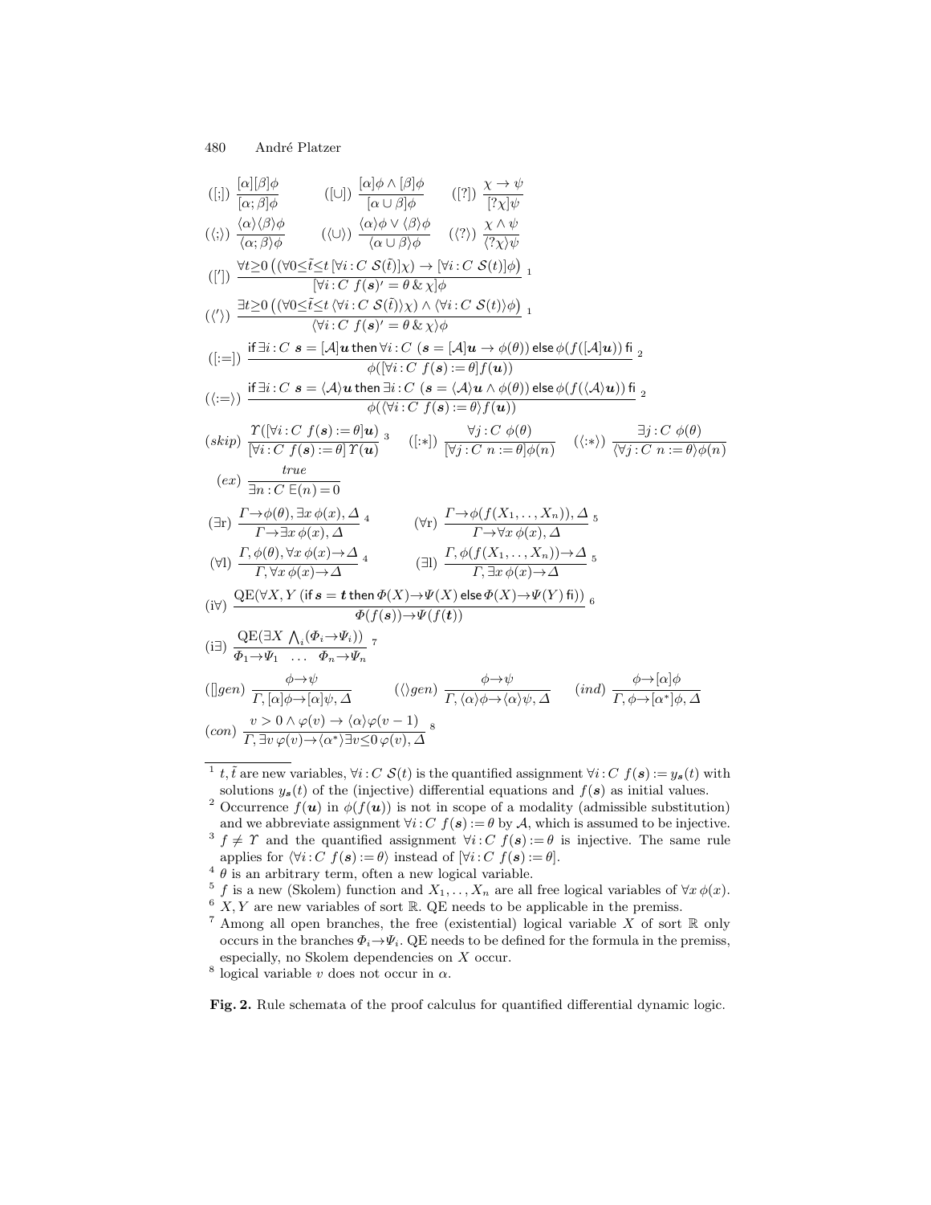$$([;])\ \frac{[\alpha][\beta]\phi}{[\alpha;\beta]\phi} \qquad ([\cup])\ \frac{[\alpha]\phi \wedge [\beta]\phi}{[\alpha \cup \beta]\phi} \qquad ([?])\ \frac{\chi \to \psi}{[?\chi]\psi}$$

$$(\langle;\rangle)\ \frac{\langle\alpha\rangle\langle\beta\rangle\phi}{\langle\alpha;\beta\rangle\phi} \qquad (\langle\cup\rangle)\ \frac{\langle\alpha\rangle\phi \vee \langle\beta\rangle\phi}{\langle\alpha \cup \beta\rangle\phi} \qquad (\langle?\rangle)\ \frac{\chi \wedge \psi}{\langle?\chi\rangle\psi}$$

$$([']) \ \frac{\forall t{\geq}0\ \big((\forall 0{\leq}\tilde{t}{\leq}t\ [\forall i\,{:}\,C\ \mathcal{S}(\tilde{t})]\chi) \to [\forall i\,{:}\,C\ \mathcal{S}(t)]\phi\big)}{[\forall i\,{:}\,C\ f(\boldsymbol{s})' = \theta\ \&\ \chi]\phi}\ {}^{1}$$

$$(\langle'\rangle) \ \frac{\exists t{\geq}0\ \big((\forall 0{\leq}\tilde{t}{\leq}t\ \langle\forall i\,{:}\,C\ \mathcal{S}(\tilde{t})\rangle\chi) \wedge \langle\forall i\,{:}\,C\ \mathcal{S}(t)\rangle\phi\big)}{\langle\forall i\,{:}\,C\ f(\boldsymbol{s})' = \theta\ \&\ \chi\rangle\phi}\ {}^{1}$$

$$([:=])\ \frac{\mathsf{if}\ \exists i\,{:}\,C\ \boldsymbol{s} = [\mathcal{A}]\boldsymbol{u}\ \mathsf{then}\ \forall i\,{:}\,C\ (\boldsymbol{s} = [\mathcal{A}]\boldsymbol{u} \to \phi(\theta))\ \mathsf{else}\ \phi(f([\mathcal{A}]\boldsymbol{u}))\ \mathsf{fi}}{\phi([\forall i\,{:}\,C\ f(\boldsymbol{s}) := \theta]f(\boldsymbol{u}))}\ {}^{2}$$

$$(\langle:=\rangle)\ \frac{\mathsf{if}\ \exists i\,{:}\,C\ \boldsymbol{s} = \langle\mathcal{A}\rangle\boldsymbol{u}\ \mathsf{then}\ \exists i\,{:}\,C\ (\boldsymbol{s} = \langle\mathcal{A}\rangle\boldsymbol{u} \wedge \phi(\theta))\ \mathsf{else}\ \phi(f(\langle\mathcal{A}\rangle\boldsymbol{u}))\ \mathsf{fi}}{\phi(\langle\forall i\,{:}\,C\ f(\boldsymbol{s}) := \theta\rangle f(\boldsymbol{u}))}\ {}^{2}$$

$$(skip)\ \frac{\Upsilon([\forall i\,{:}\,C\ f(\boldsymbol{s}) := \theta]\boldsymbol{u})}{[\forall i\,{:}\,C\ f(\boldsymbol{s}) := \theta]\,\Upsilon(\boldsymbol{u})}\ {}^{3} \qquad ([:*])\ \frac{\forall j\,{:}\,C\ \phi(\theta)}{[\forall j\,{:}\,C\ n := \theta]\phi(n)} \qquad (\langle:*\rangle)\ \frac{\exists j\,{:}\,C\ \phi(\theta)}{\langle\forall j\,{:}\,C\ n := \theta\rangle\phi(n)}$$

$$(ex)\ \frac{true}{\exists n\,{:}\,C\ \mathsf{E}(n) = 0}$$

$$(\exists\mathrm{r})\ \frac{\Gamma \to \phi(\theta), \exists x\,\phi(x), \Delta}{\Gamma \to \exists x\,\phi(x), \Delta}\ {}^{4} \qquad (\forall\mathrm{r})\ \frac{\Gamma \to \phi(f(X_1,\ldots,X_n)), \Delta}{\Gamma \to \forall x\,\phi(x), \Delta}\ {}^{5}$$

$$(\forall\mathrm{l})\ \frac{\Gamma, \phi(\theta), \forall x\,\phi(x) \to \Delta}{\Gamma, \forall x\,\phi(x) \to \Delta}\ {}^{4} \qquad (\exists\mathrm{l})\ \frac{\Gamma, \phi(f(X_1,\ldots,X_n)) \to \Delta}{\Gamma, \exists x\,\phi(x) \to \Delta}\ {}^{5}$$

$$(\mathrm{i}\forall)\ \frac{\mathrm{QE}(\forall X, Y\ (\mathsf{if}\ \boldsymbol{s} = \boldsymbol{t}\ \mathsf{then}\ \Phi(X) \to \Psi(X)\ \mathsf{else}\ \Phi(X) \to \Psi(Y)\ \mathsf{fi}))}{\Phi(f(\boldsymbol{s})) \to \Psi(f(\boldsymbol{t}))}\ {}^{6}$$

$$(\mathrm{i}\exists)\ \frac{\mathrm{QE}(\exists X\ \bigwedge_i(\Phi_i \to \Psi_i))}{\Phi_1 \to \Psi_1 \quad \ldots \quad \Phi_n \to \Psi_n}\ {}^{7}$$

$$([]gen)\ \frac{\phi \to \psi}{\Gamma, [\alpha]\phi \to [\alpha]\psi, \Delta} \qquad (\langle\rangle gen)\ \frac{\phi \to \psi}{\Gamma, \langle\alpha\rangle\phi \to \langle\alpha\rangle\psi, \Delta} \qquad (ind)\ \frac{\phi \to [\alpha]\phi}{\Gamma, \phi \to [\alpha^*]\phi, \Delta}$$

$$(con)\ \frac{v > 0 \wedge \varphi(v) \to \langle\alpha\rangle\varphi(v-1)}{\Gamma, \exists v\,\varphi(v) \to \langle\alpha^*\rangle\exists v{\leq}0\,\varphi(v), \Delta}\ {}^{8}$$

[1] $t, \tilde{t}$ are new variables, $\forall i\,{:}\,C\ \mathcal{S}(t)$ is the quantified assignment $\forall i\,{:}\,C\ f(\boldsymbol{s}) := y_{\boldsymbol{s}}(t)$ with solutions $y_{\boldsymbol{s}}(t)$ of the (injective) differential equations and $f(\boldsymbol{s})$ as initial values.

[2] Occurrence $f(\boldsymbol{u})$ in $\phi(f(\boldsymbol{u}))$ is not in scope of a modality (admissible substitution) and we abbreviate assignment $\forall i\,{:}\,C\ f(\boldsymbol{s}) := \theta$ by $\mathcal{A}$, which is assumed to be injective.

[3] $f \neq \Upsilon$ and the quantified assignment $\forall i\,{:}\,C\ f(\boldsymbol{s}) := \theta$ is injective. The same rule applies for $\langle\forall i\,{:}\,C\ f(\boldsymbol{s}) := \theta\rangle$ instead of $[\forall i\,{:}\,C\ f(\boldsymbol{s}) := \theta]$.

[4] $\theta$ is an arbitrary term, often a new logical variable.

[5] $f$ is a new (Skolem) function and $X_1, \ldots, X_n$ are all free logical variables of $\forall x\,\phi(x)$.

[6] $X, Y$ are new variables of sort $\mathbb{R}$. QE needs to be applicable in the premiss.

[7] Among all open branches, the free (existential) logical variable $X$ of sort $\mathbb{R}$ only occurs in the branches $\Phi_i \to \Psi_i$. QE needs to be defined for the formula in the premiss, especially, no Skolem dependencies on $X$ occur.

[8] logical variable $v$ does not occur in $\alpha$.

**Fig. 2.** Rule schemata of the proof calculus for quantified differential dynamic logic.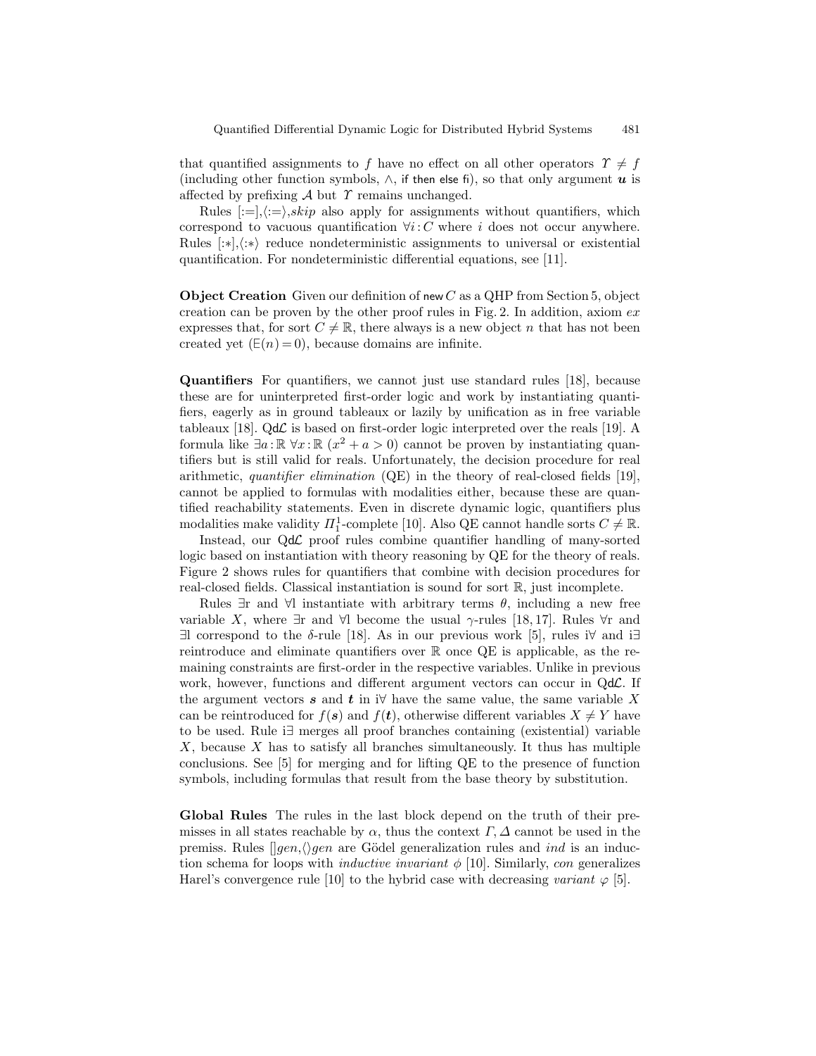that quantified assignments to $f$ have no effect on all other operators $\Upsilon \neq f$ (including other function symbols, $\wedge$, if then else fi), so that only argument $\boldsymbol{u}$ is affected by prefixing $\mathcal{A}$ but $\Upsilon$ remains unchanged.

Rules $[:=]$,$\langle:=\rangle$,*skip* also apply for assignments without quantifiers, which correspond to vacuous quantification $\forall i : C$ where $i$ does not occur anywhere. Rules $[:*]$,$\langle:*\rangle$ reduce nondeterministic assignments to universal or existential quantification. For nondeterministic differential equations, see [11].

**Object Creation** Given our definition of new $C$ as a QHP from Section 5, object creation can be proven by the other proof rules in Fig. 2. In addition, axiom *ex* expresses that, for sort $C \neq \mathbb{R}$, there always is a new object $n$ that has not been created yet ($\mathsf{E}(n) = 0$), because domains are infinite.

**Quantifiers** For quantifiers, we cannot just use standard rules [18], because these are for uninterpreted first-order logic and work by instantiating quantifiers, eagerly as in ground tableaux or lazily by unification as in free variable tableaux [18]. Qd$\mathcal{L}$ is based on first-order logic interpreted over the reals [19]. A formula like $\exists a : \mathbb{R}\ \forall x : \mathbb{R}\ (x^2 + a > 0)$ cannot be proven by instantiating quantifiers but is still valid for reals. Unfortunately, the decision procedure for real arithmetic, *quantifier elimination* (QE) in the theory of real-closed fields [19], cannot be applied to formulas with modalities either, because these are quantified reachability statements. Even in discrete dynamic logic, quantifiers plus modalities make validity $\Pi_1^1$-complete [10]. Also QE cannot handle sorts $C \neq \mathbb{R}$.

Instead, our Qd$\mathcal{L}$ proof rules combine quantifier handling of many-sorted logic based on instantiation with theory reasoning by QE for the theory of reals. Figure 2 shows rules for quantifiers that combine with decision procedures for real-closed fields. Classical instantiation is sound for sort $\mathbb{R}$, just incomplete.

Rules $\exists$r and $\forall$l instantiate with arbitrary terms $\theta$, including a new free variable $X$, where $\exists$r and $\forall$l become the usual $\gamma$-rules [18, 17]. Rules $\forall$r and $\exists$l correspond to the $\delta$-rule [18]. As in our previous work [5], rules i$\forall$ and i$\exists$ reintroduce and eliminate quantifiers over $\mathbb{R}$ once QE is applicable, as the remaining constraints are first-order in the respective variables. Unlike in previous work, however, functions and different argument vectors can occur in Qd$\mathcal{L}$. If the argument vectors $\boldsymbol{s}$ and $\boldsymbol{t}$ in i$\forall$ have the same value, the same variable $X$ can be reintroduced for $f(\boldsymbol{s})$ and $f(\boldsymbol{t})$, otherwise different variables $X \neq Y$ have to be used. Rule i$\exists$ merges all proof branches containing (existential) variable $X$, because $X$ has to satisfy all branches simultaneously. It thus has multiple conclusions. See [5] for merging and for lifting QE to the presence of function symbols, including formulas that result from the base theory by substitution.

**Global Rules** The rules in the last block depend on the truth of their premisses in all states reachable by $\alpha$, thus the context $\Gamma, \Delta$ cannot be used in the premiss. Rules $[]gen$,$\langle\rangle gen$ are Gödel generalization rules and *ind* is an induction schema for loops with *inductive invariant* $\phi$ [10]. Similarly, *con* generalizes Harel's convergence rule [10] to the hybrid case with decreasing *variant* $\varphi$ [5].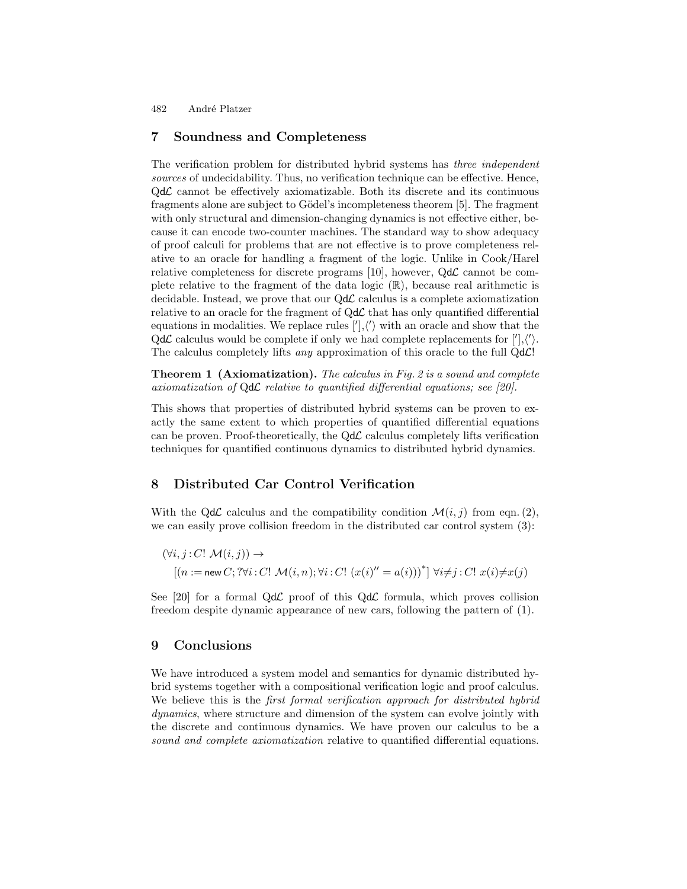## 7 Soundness and Completeness

The verification problem for distributed hybrid systems has *three independent sources* of undecidability. Thus, no verification technique can be effective. Hence, Qd$\mathcal{L}$ cannot be effectively axiomatizable. Both its discrete and its continuous fragments alone are subject to Gödel's incompleteness theorem [5]. The fragment with only structural and dimension-changing dynamics is not effective either, because it can encode two-counter machines. The standard way to show adequacy of proof calculi for problems that are not effective is to prove completeness relative to an oracle for handling a fragment of the logic. Unlike in Cook/Harel relative completeness for discrete programs [10], however, Qd$\mathcal{L}$ cannot be complete relative to the fragment of the data logic ($\mathbb{R}$), because real arithmetic is decidable. Instead, we prove that our Qd$\mathcal{L}$ calculus is a complete axiomatization relative to an oracle for the fragment of Qd$\mathcal{L}$ that has only quantified differential equations in modalities. We replace rules $[']$,$\langle'\rangle$ with an oracle and show that the Qd$\mathcal{L}$ calculus would be complete if only we had complete replacements for $[']$,$\langle'\rangle$. The calculus completely lifts *any* approximation of this oracle to the full Qd$\mathcal{L}$!

**Theorem 1 (Axiomatization).** *The calculus in Fig. 2 is a sound and complete axiomatization of* Qd$\mathcal{L}$ *relative to quantified differential equations; see [20].*

This shows that properties of distributed hybrid systems can be proven to exactly the same extent to which properties of quantified differential equations can be proven. Proof-theoretically, the Qd$\mathcal{L}$ calculus completely lifts verification techniques for quantified continuous dynamics to distributed hybrid dynamics.

## 8 Distributed Car Control Verification

With the Qd$\mathcal{L}$ calculus and the compatibility condition $\mathcal{M}(i,j)$ from eqn. (2), we can easily prove collision freedom in the distributed car control system (3):

$$(\forall i,j : C!\ \mathcal{M}(i,j)) \rightarrow \\ [(n := \mathsf{new}\, C; ?\forall i : C!\ \mathcal{M}(i,n); \forall i : C!\ (x(i)'' = a(i)))^*]\ \forall i{\neq}j : C!\ x(i){\neq}x(j)$$

See [20] for a formal Qd$\mathcal{L}$ proof of this Qd$\mathcal{L}$ formula, which proves collision freedom despite dynamic appearance of new cars, following the pattern of (1).

## 9 Conclusions

We have introduced a system model and semantics for dynamic distributed hybrid systems together with a compositional verification logic and proof calculus. We believe this is the *first formal verification approach for distributed hybrid dynamics*, where structure and dimension of the system can evolve jointly with the discrete and continuous dynamics. We have proven our calculus to be a *sound and complete axiomatization* relative to quantified differential equations.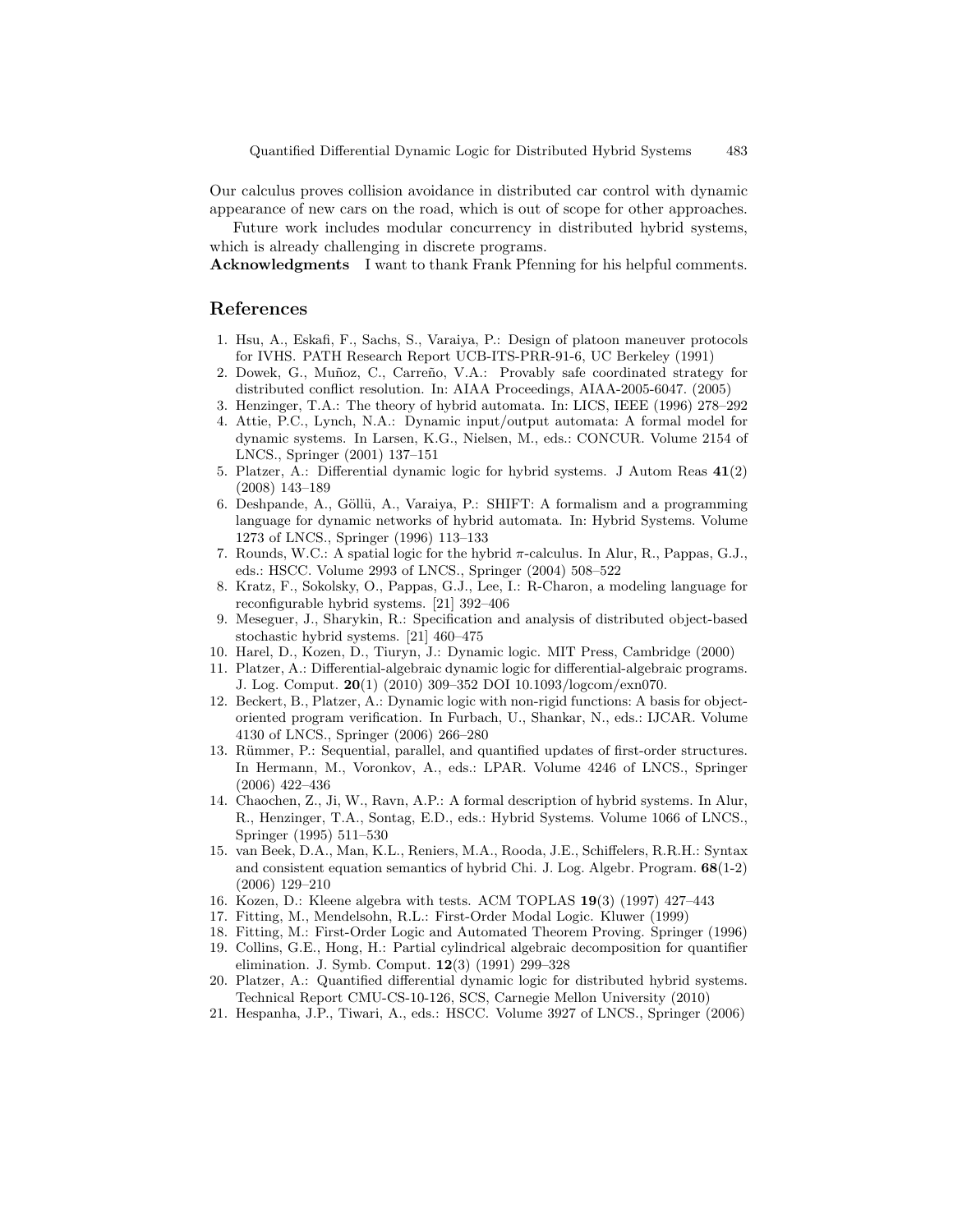Our calculus proves collision avoidance in distributed car control with dynamic appearance of new cars on the road, which is out of scope for other approaches.

Future work includes modular concurrency in distributed hybrid systems, which is already challenging in discrete programs.

**Acknowledgments** I want to thank Frank Pfenning for his helpful comments.

## References

1. Hsu, A., Eskafi, F., Sachs, S., Varaiya, P.: Design of platoon maneuver protocols for IVHS. PATH Research Report UCB-ITS-PRR-91-6, UC Berkeley (1991)
2. Dowek, G., Muñoz, C., Carreño, V.A.: Provably safe coordinated strategy for distributed conflict resolution. In: AIAA Proceedings, AIAA-2005-6047. (2005)
3. Henzinger, T.A.: The theory of hybrid automata. In: LICS, IEEE (1996) 278–292
4. Attie, P.C., Lynch, N.A.: Dynamic input/output automata: A formal model for dynamic systems. In Larsen, K.G., Nielsen, M., eds.: CONCUR. Volume 2154 of LNCS., Springer (2001) 137–151
5. Platzer, A.: Differential dynamic logic for hybrid systems. J Autom Reas **41**(2) (2008) 143–189
6. Deshpande, A., Göllü, A., Varaiya, P.: SHIFT: A formalism and a programming language for dynamic networks of hybrid automata. In: Hybrid Systems. Volume 1273 of LNCS., Springer (1996) 113–133
7. Rounds, W.C.: A spatial logic for the hybrid $\pi$-calculus. In Alur, R., Pappas, G.J., eds.: HSCC. Volume 2993 of LNCS., Springer (2004) 508–522
8. Kratz, F., Sokolsky, O., Pappas, G.J., Lee, I.: R-Charon, a modeling language for reconfigurable hybrid systems. [21] 392–406
9. Meseguer, J., Sharykin, R.: Specification and analysis of distributed object-based stochastic hybrid systems. [21] 460–475
10. Harel, D., Kozen, D., Tiuryn, J.: Dynamic logic. MIT Press, Cambridge (2000)
11. Platzer, A.: Differential-algebraic dynamic logic for differential-algebraic programs. J. Log. Comput. **20**(1) (2010) 309–352 DOI 10.1093/logcom/exn070.
12. Beckert, B., Platzer, A.: Dynamic logic with non-rigid functions: A basis for object-oriented program verification. In Furbach, U., Shankar, N., eds.: IJCAR. Volume 4130 of LNCS., Springer (2006) 266–280
13. Rümmer, P.: Sequential, parallel, and quantified updates of first-order structures. In Hermann, M., Voronkov, A., eds.: LPAR. Volume 4246 of LNCS., Springer (2006) 422–436
14. Chaochen, Z., Ji, W., Ravn, A.P.: A formal description of hybrid systems. In Alur, R., Henzinger, T.A., Sontag, E.D., eds.: Hybrid Systems. Volume 1066 of LNCS., Springer (1995) 511–530
15. van Beek, D.A., Man, K.L., Reniers, M.A., Rooda, J.E., Schiffelers, R.R.H.: Syntax and consistent equation semantics of hybrid Chi. J. Log. Algebr. Program. **68**(1-2) (2006) 129–210
16. Kozen, D.: Kleene algebra with tests. ACM TOPLAS **19**(3) (1997) 427–443
17. Fitting, M., Mendelsohn, R.L.: First-Order Modal Logic. Kluwer (1999)
18. Fitting, M.: First-Order Logic and Automated Theorem Proving. Springer (1996)
19. Collins, G.E., Hong, H.: Partial cylindrical algebraic decomposition for quantifier elimination. J. Symb. Comput. **12**(3) (1991) 299–328
20. Platzer, A.: Quantified differential dynamic logic for distributed hybrid systems. Technical Report CMU-CS-10-126, SCS, Carnegie Mellon University (2010)
21. Hespanha, J.P., Tiwari, A., eds.: HSCC. Volume 3927 of LNCS., Springer (2006)